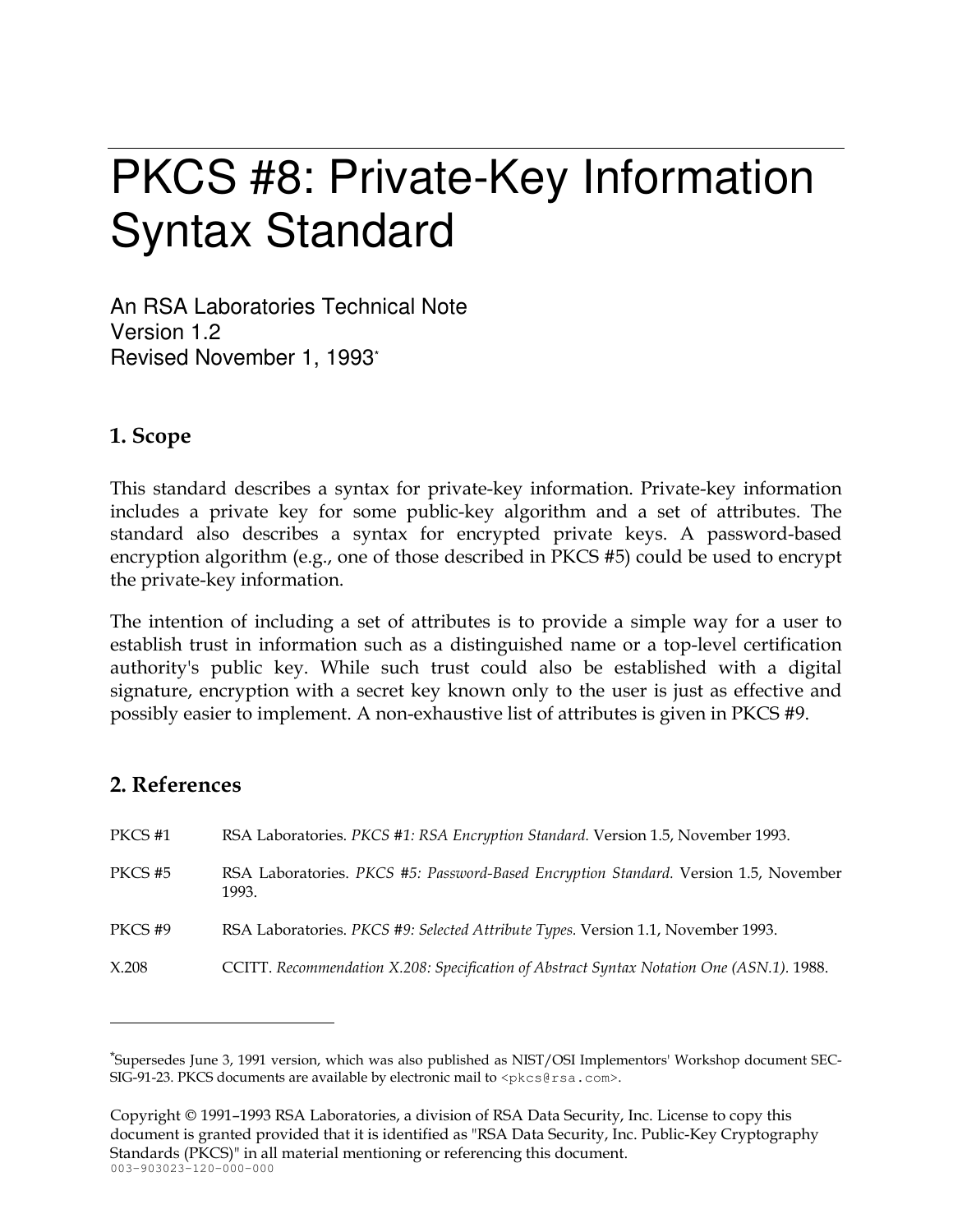# PKCS #8: Private-Key Information Syntax Standard

An RSA Laboratories Technical Note
Version 1.2
Revised November 1, 1993*

## 1. Scope

This standard describes a syntax for private-key information. Private-key information includes a private key for some public-key algorithm and a set of attributes. The standard also describes a syntax for encrypted private keys. A password-based encryption algorithm (e.g., one of those described in PKCS #5) could be used to encrypt the private-key information.

The intention of including a set of attributes is to provide a simple way for a user to establish trust in information such as a distinguished name or a top-level certification authority's public key. While such trust could also be established with a digital signature, encryption with a secret key known only to the user is just as effective and possibly easier to implement. A non-exhaustive list of attributes is given in PKCS #9.

## 2. References

PKCS #1 RSA Laboratories. *PKCS #1: RSA Encryption Standard.* Version 1.5, November 1993.

PKCS #5 RSA Laboratories. *PKCS #5: Password-Based Encryption Standard.* Version 1.5, November 1993.

PKCS #9 RSA Laboratories. *PKCS #9: Selected Attribute Types.* Version 1.1, November 1993.

X.208 CCITT. *Recommendation X.208: Specification of Abstract Syntax Notation One (ASN.1).* 1988.

---

*Supersedes June 3, 1991 version, which was also published as NIST/OSI Implementors' Workshop document SEC-SIG-91-23. PKCS documents are available by electronic mail to <pkcs@rsa.com>.

Copyright © 1991–1993 RSA Laboratories, a division of RSA Data Security, Inc. License to copy this document is granted provided that it is identified as "RSA Data Security, Inc. Public-Key Cryptography Standards (PKCS)" in all material mentioning or referencing this document.
003-903023-120-000-000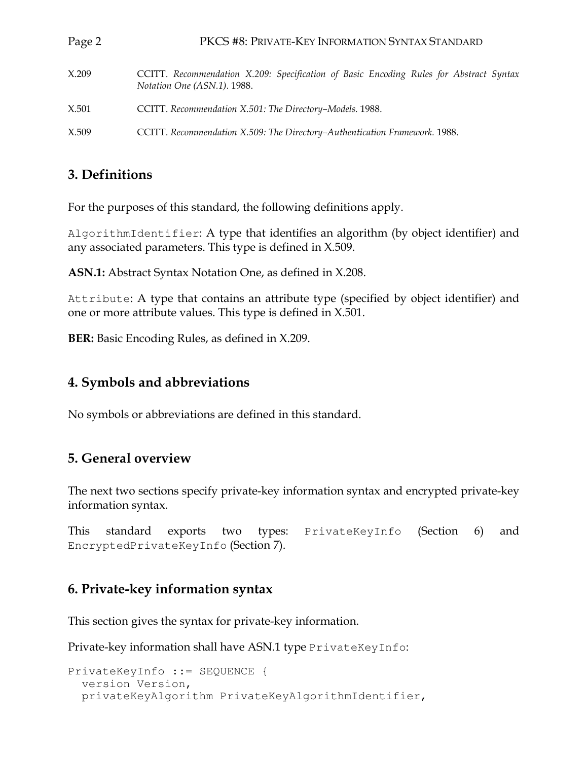X.209 CCITT. *Recommendation X.209: Specification of Basic Encoding Rules for Abstract Syntax Notation One (ASN.1)*. 1988.

X.501 CCITT. *Recommendation X.501: The Directory–Models.* 1988.

X.509 CCITT. *Recommendation X.509: The Directory–Authentication Framework.* 1988.

## 3. Definitions

For the purposes of this standard, the following definitions apply.

`AlgorithmIdentifier`: A type that identifies an algorithm (by object identifier) and any associated parameters. This type is defined in X.509.

**ASN.1:** Abstract Syntax Notation One, as defined in X.208.

`Attribute`: A type that contains an attribute type (specified by object identifier) and one or more attribute values. This type is defined in X.501.

**BER:** Basic Encoding Rules, as defined in X.209.

## 4. Symbols and abbreviations

No symbols or abbreviations are defined in this standard.

## 5. General overview

The next two sections specify private-key information syntax and encrypted private-key information syntax.

This standard exports two types: `PrivateKeyInfo` (Section 6) and `EncryptedPrivateKeyInfo` (Section 7).

## 6. Private-key information syntax

This section gives the syntax for private-key information.

Private-key information shall have ASN.1 type `PrivateKeyInfo`:

```
PrivateKeyInfo ::= SEQUENCE {
  version Version,
  privateKeyAlgorithm PrivateKeyAlgorithmIdentifier,
```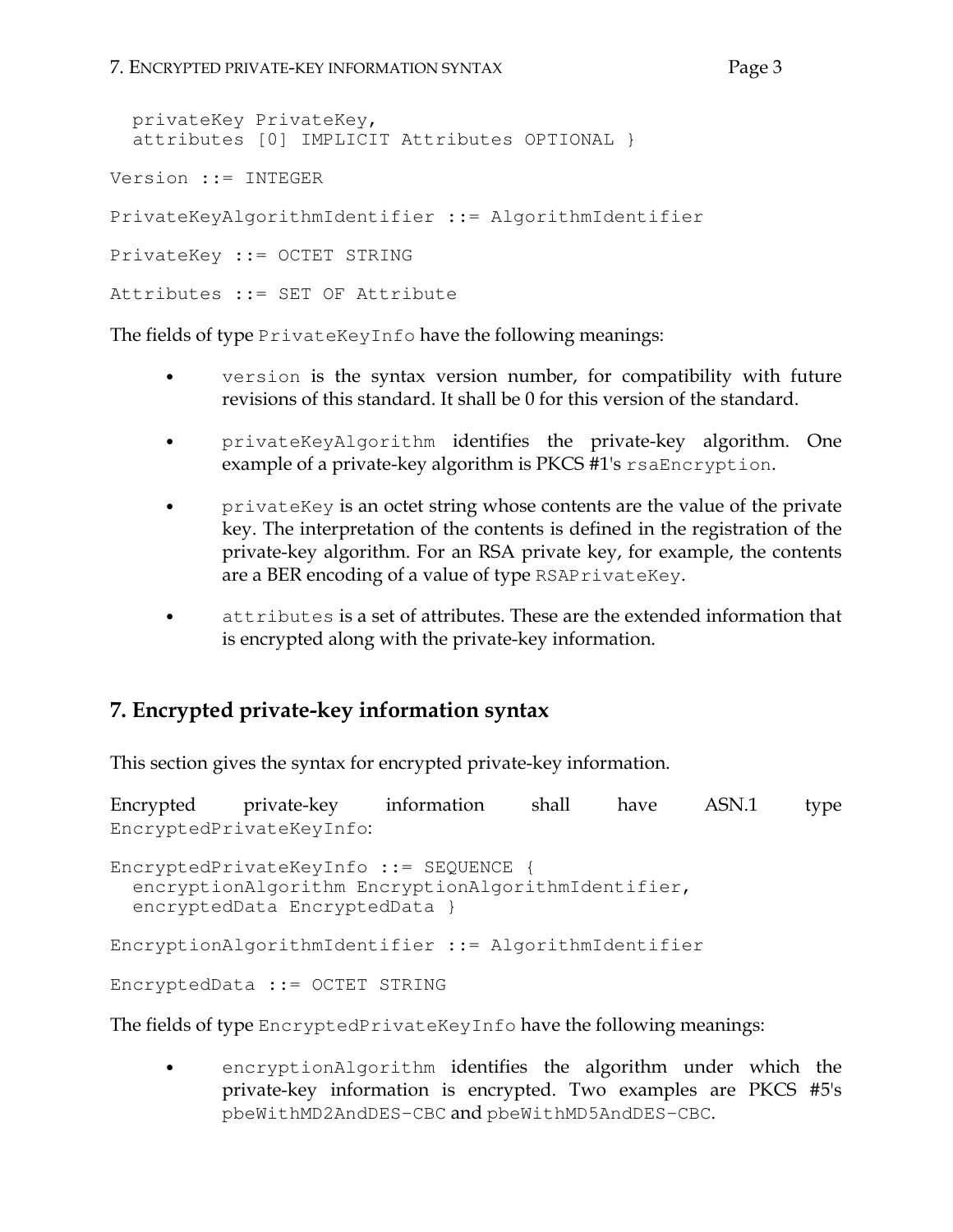```
  privateKey PrivateKey,
  attributes [0] IMPLICIT Attributes OPTIONAL }

Version ::= INTEGER

PrivateKeyAlgorithmIdentifier ::= AlgorithmIdentifier

PrivateKey ::= OCTET STRING

Attributes ::= SET OF Attribute
```

The fields of type `PrivateKeyInfo` have the following meanings:

- `version` is the syntax version number, for compatibility with future revisions of this standard. It shall be 0 for this version of the standard.
- `privateKeyAlgorithm` identifies the private-key algorithm. One example of a private-key algorithm is PKCS #1's `rsaEncryption`.
- `privateKey` is an octet string whose contents are the value of the private key. The interpretation of the contents is defined in the registration of the private-key algorithm. For an RSA private key, for example, the contents are a BER encoding of a value of type `RSAPrivateKey`.
- `attributes` is a set of attributes. These are the extended information that is encrypted along with the private-key information.

## 7. Encrypted private-key information syntax

This section gives the syntax for encrypted private-key information.

Encrypted private-key information shall have ASN.1 type `EncryptedPrivateKeyInfo`:

```
EncryptedPrivateKeyInfo ::= SEQUENCE {
  encryptionAlgorithm EncryptionAlgorithmIdentifier,
  encryptedData EncryptedData }

EncryptionAlgorithmIdentifier ::= AlgorithmIdentifier

EncryptedData ::= OCTET STRING
```

The fields of type `EncryptedPrivateKeyInfo` have the following meanings:

- `encryptionAlgorithm` identifies the algorithm under which the private-key information is encrypted. Two examples are PKCS #5's `pbeWithMD2AndDES-CBC` and `pbeWithMD5AndDES-CBC`.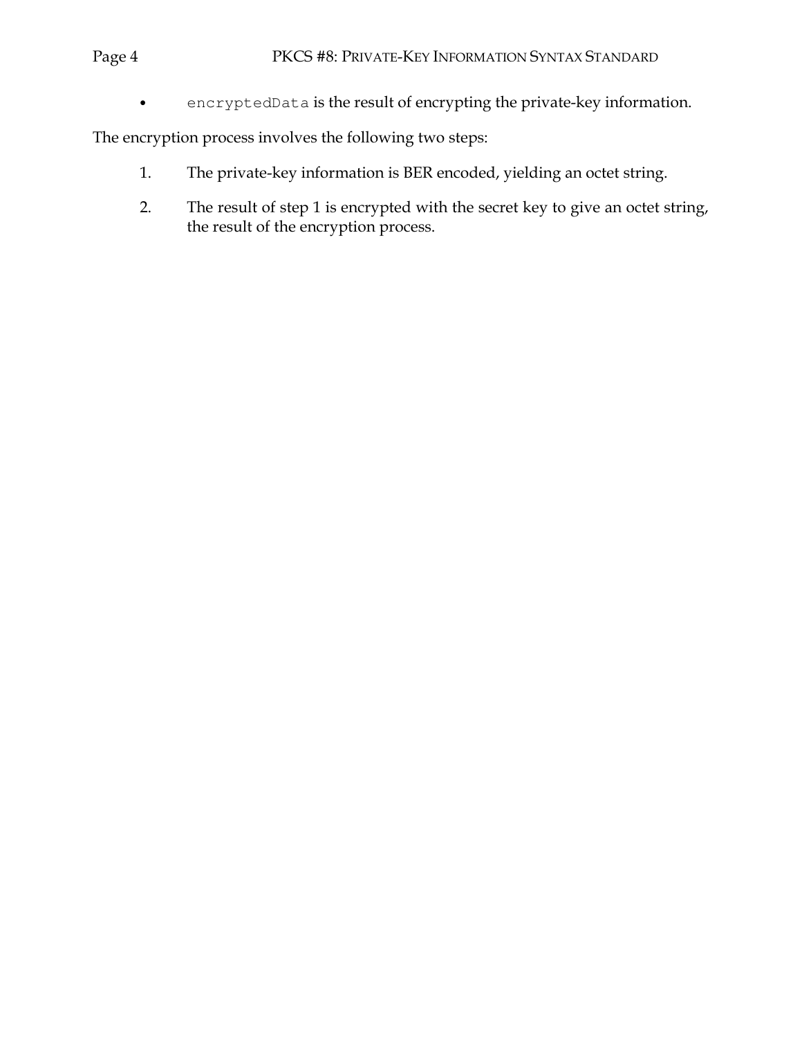- `encryptedData` is the result of encrypting the private-key information.

The encryption process involves the following two steps:

1. The private-key information is BER encoded, yielding an octet string.
2. The result of step 1 is encrypted with the secret key to give an octet string, the result of the encryption process.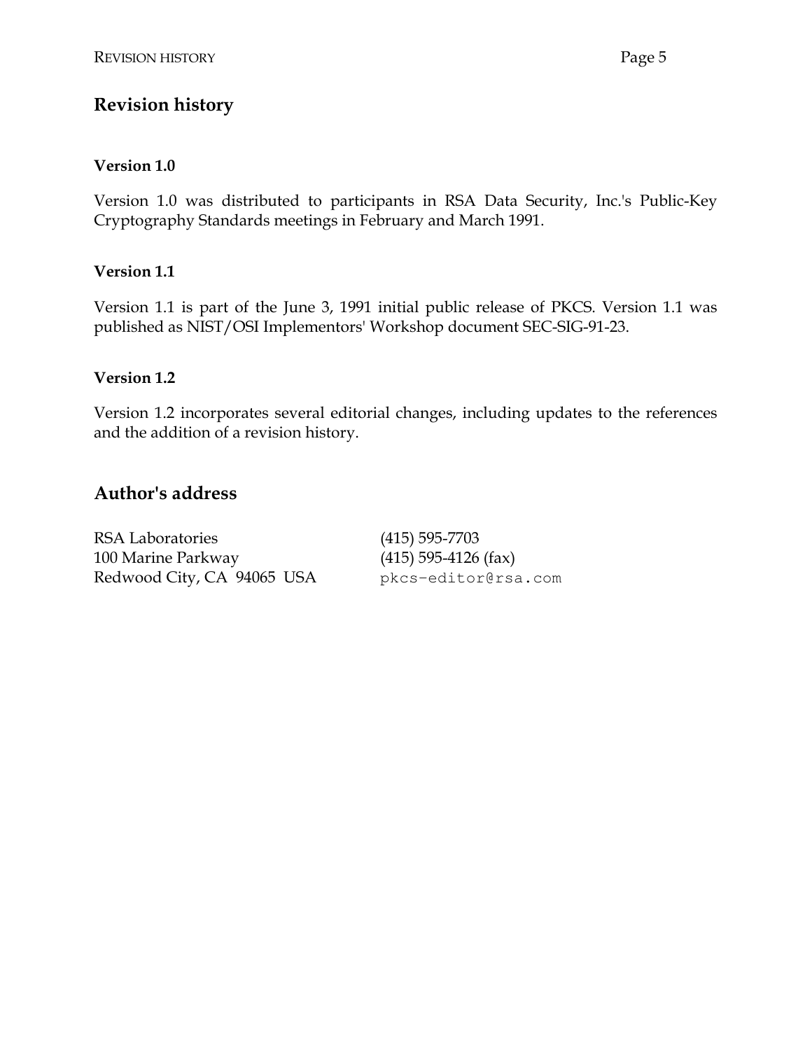## Revision history

### Version 1.0

Version 1.0 was distributed to participants in RSA Data Security, Inc.'s Public-Key Cryptography Standards meetings in February and March 1991.

### Version 1.1

Version 1.1 is part of the June 3, 1991 initial public release of PKCS. Version 1.1 was published as NIST/OSI Implementors' Workshop document SEC-SIG-91-23.

### Version 1.2

Version 1.2 incorporates several editorial changes, including updates to the references and the addition of a revision history.

## Author's address

| | |
|---|---|
| RSA Laboratories | (415) 595-7703 |
| 100 Marine Parkway | (415) 595-4126 (fax) |
| Redwood City, CA 94065 USA | `pkcs-editor@rsa.com` |